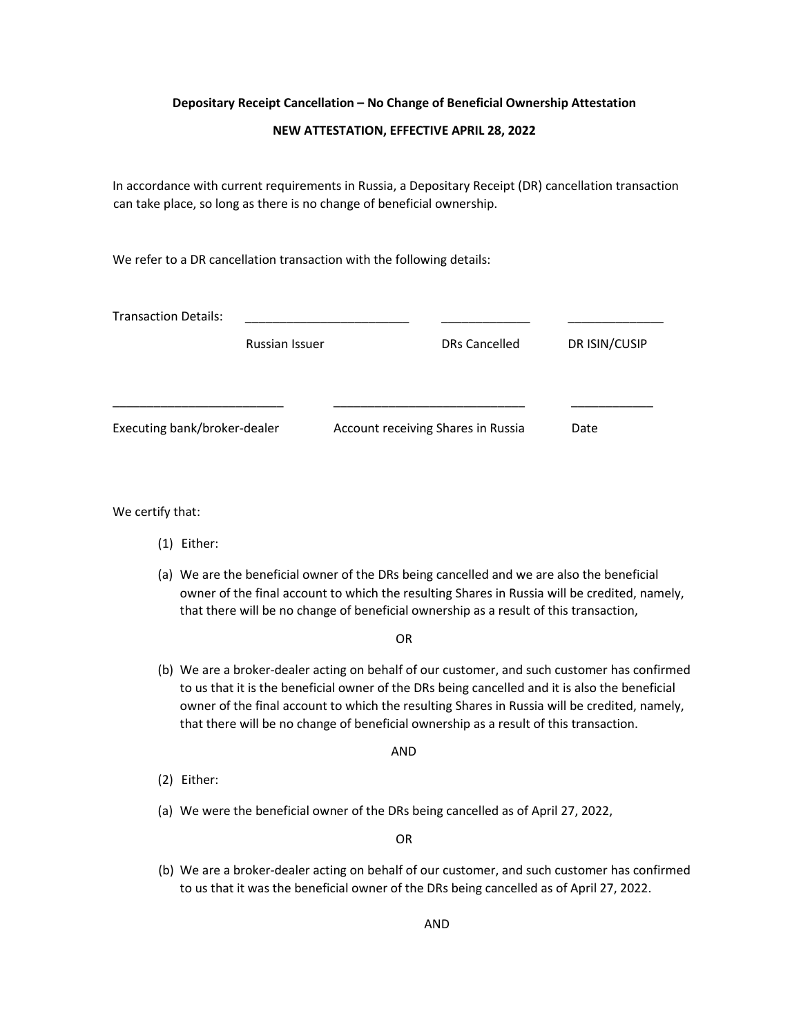**Depositary Receipt Cancellation – No Change of Beneficial Ownership Attestation**

**NEW ATTESTATION, EFFECTIVE APRIL 28, 2022**

In accordance with current requirements in Russia, a Depositary Receipt (DR) cancellation transaction can take place, so long as there is no change of beneficial ownership.

We refer to a DR cancellation transaction with the following details:

| | | | |
|---|---|---|---|
| Transaction Details: | ________________________ | _____________ | ______________ |
| | Russian Issuer | DRs Cancelled | DR ISIN/CUSIP |

| | | |
|---|---|---|
| _________________________ | ____________________________ | ____________ |
| Executing bank/broker-dealer | Account receiving Shares in Russia | Date |

We certify that:

(1) Either:

(a) We are the beneficial owner of the DRs being cancelled and we are also the beneficial owner of the final account to which the resulting Shares in Russia will be credited, namely, that there will be no change of beneficial ownership as a result of this transaction,

OR

(b) We are a broker-dealer acting on behalf of our customer, and such customer has confirmed to us that it is the beneficial owner of the DRs being cancelled and it is also the beneficial owner of the final account to which the resulting Shares in Russia will be credited, namely, that there will be no change of beneficial ownership as a result of this transaction.

AND

(2) Either:

(a) We were the beneficial owner of the DRs being cancelled as of April 27, 2022,

OR

(b) We are a broker-dealer acting on behalf of our customer, and such customer has confirmed to us that it was the beneficial owner of the DRs being cancelled as of April 27, 2022.

AND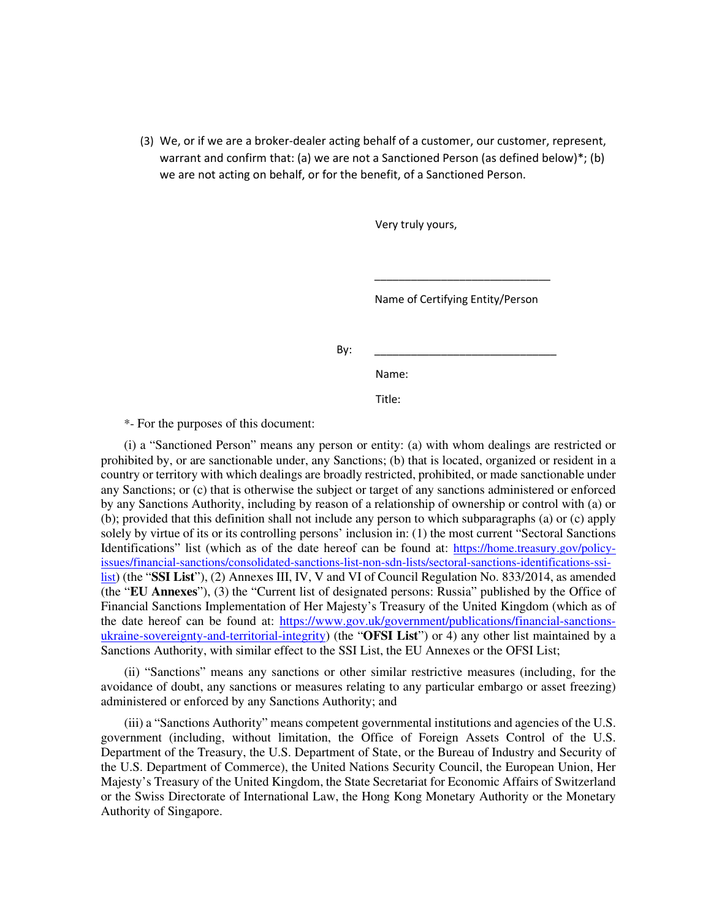(3) We, or if we are a broker-dealer acting behalf of a customer, our customer, represent, warrant and confirm that: (a) we are not a Sanctioned Person (as defined below)*; (b) we are not acting on behalf, or for the benefit, of a Sanctioned Person.

Very truly yours,

______________________________

Name of Certifying Entity/Person

By: ______________________________

Name:

Title:

*- For the purposes of this document:

(i) a "Sanctioned Person" means any person or entity: (a) with whom dealings are restricted or prohibited by, or are sanctionable under, any Sanctions; (b) that is located, organized or resident in a country or territory with which dealings are broadly restricted, prohibited, or made sanctionable under any Sanctions; or (c) that is otherwise the subject or target of any sanctions administered or enforced by any Sanctions Authority, including by reason of a relationship of ownership or control with (a) or (b); provided that this definition shall not include any person to which subparagraphs (a) or (c) apply solely by virtue of its or its controlling persons' inclusion in: (1) the most current "Sectoral Sanctions Identifications" list (which as of the date hereof can be found at: https://home.treasury.gov/policy-issues/financial-sanctions/consolidated-sanctions-list-non-sdn-lists/sectoral-sanctions-identifications-ssi-list) (the "**SSI List**"), (2) Annexes III, IV, V and VI of Council Regulation No. 833/2014, as amended (the "**EU Annexes**"), (3) the "Current list of designated persons: Russia" published by the Office of Financial Sanctions Implementation of Her Majesty's Treasury of the United Kingdom (which as of the date hereof can be found at: https://www.gov.uk/government/publications/financial-sanctions-ukraine-sovereignty-and-territorial-integrity) (the "**OFSI List**") or 4) any other list maintained by a Sanctions Authority, with similar effect to the SSI List, the EU Annexes or the OFSI List;

(ii) "Sanctions" means any sanctions or other similar restrictive measures (including, for the avoidance of doubt, any sanctions or measures relating to any particular embargo or asset freezing) administered or enforced by any Sanctions Authority; and

(iii) a "Sanctions Authority" means competent governmental institutions and agencies of the U.S. government (including, without limitation, the Office of Foreign Assets Control of the U.S. Department of the Treasury, the U.S. Department of State, or the Bureau of Industry and Security of the U.S. Department of Commerce), the United Nations Security Council, the European Union, Her Majesty's Treasury of the United Kingdom, the State Secretariat for Economic Affairs of Switzerland or the Swiss Directorate of International Law, the Hong Kong Monetary Authority or the Monetary Authority of Singapore.